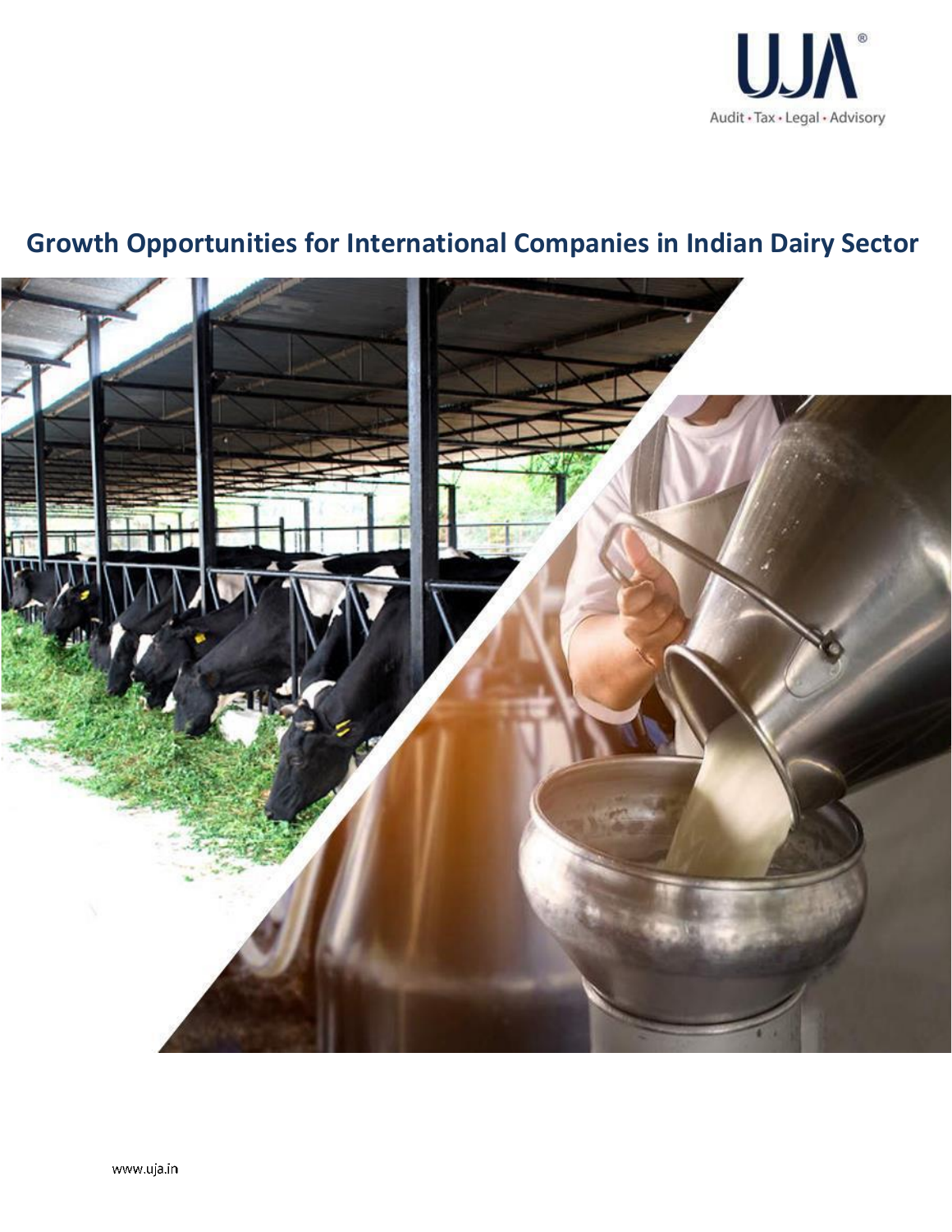UJA®

Audit • Tax • Legal • Advisory

# Growth Opportunities for International Companies in Indian Dairy Sector

www.uja.in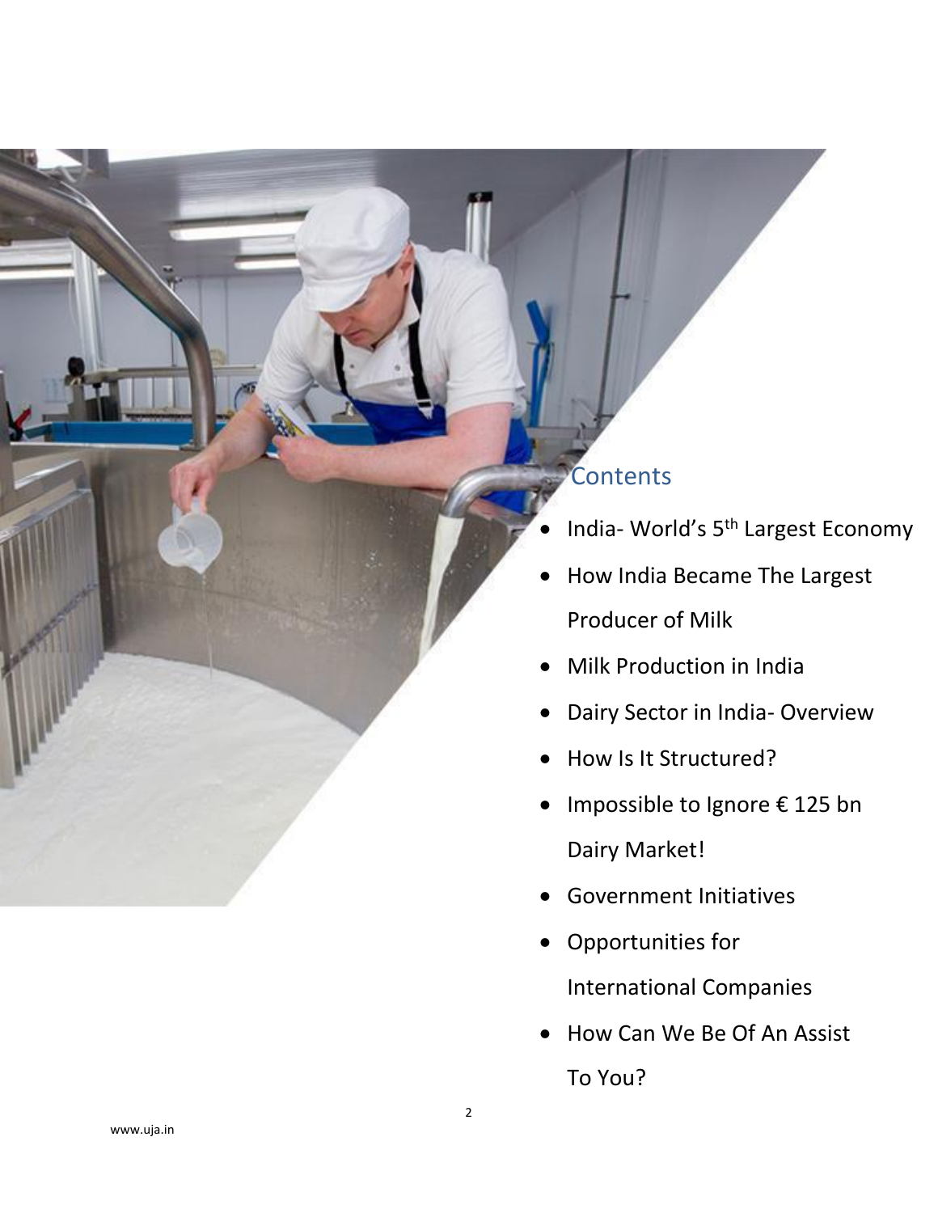## Contents

- India- World's 5th Largest Economy
- How India Became The Largest Producer of Milk
- Milk Production in India
- Dairy Sector in India- Overview
- How Is It Structured?
- Impossible to Ignore € 125 bn Dairy Market!
- Government Initiatives
- Opportunities for International Companies
- How Can We Be Of An Assist To You?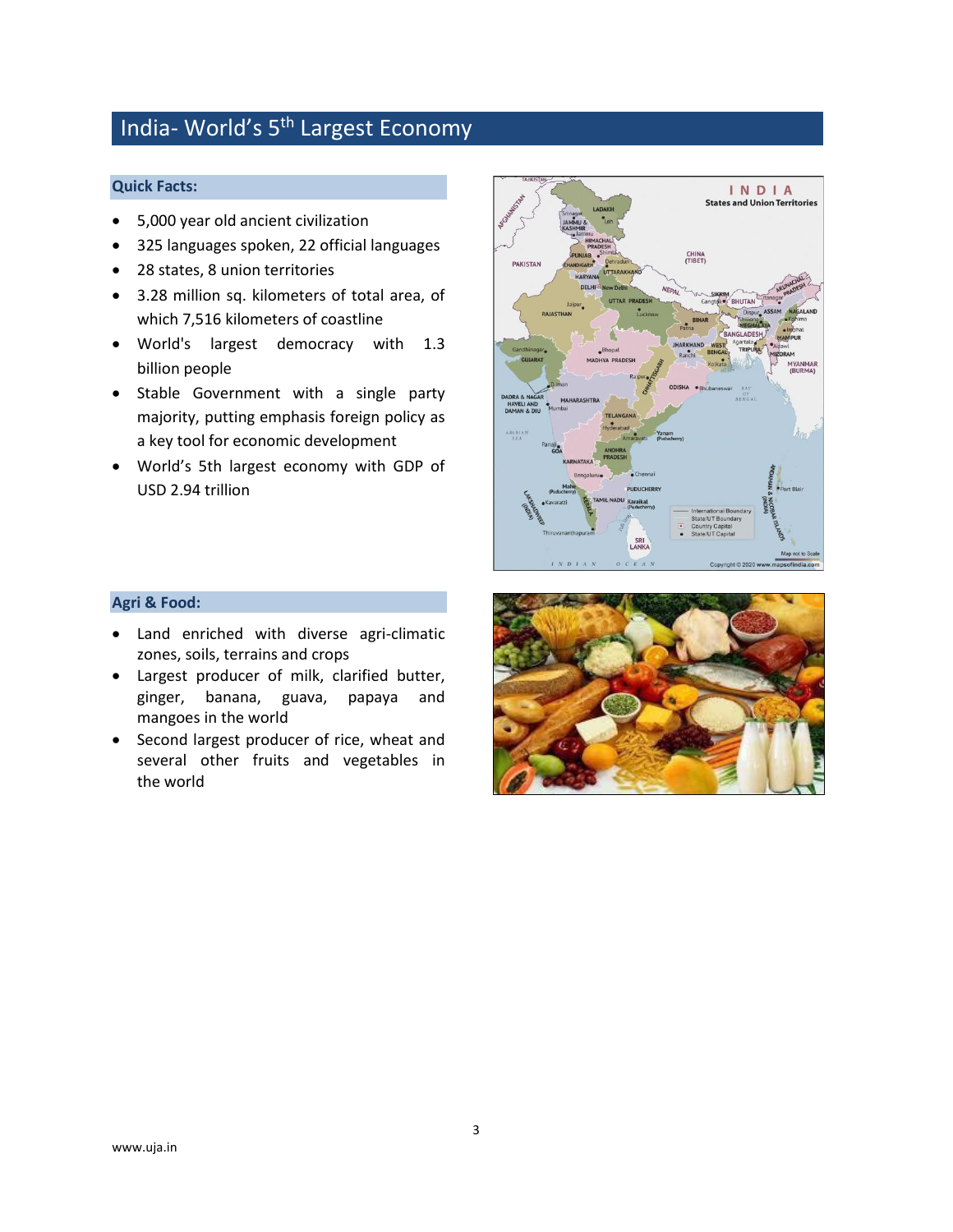# India- World's 5th Largest Economy

## Quick Facts:

- 5,000 year old ancient civilization
- 325 languages spoken, 22 official languages
- 28 states, 8 union territories
- 3.28 million sq. kilometers of total area, of which 7,516 kilometers of coastline
- World's largest democracy with 1.3 billion people
- Stable Government with a single party majority, putting emphasis foreign policy as a key tool for economic development
- World's 5th largest economy with GDP of USD 2.94 trillion

## Agri & Food:

- Land enriched with diverse agri-climatic zones, soils, terrains and crops
- Largest producer of milk, clarified butter, ginger, banana, guava, papaya and mangoes in the world
- Second largest producer of rice, wheat and several other fruits and vegetables in the world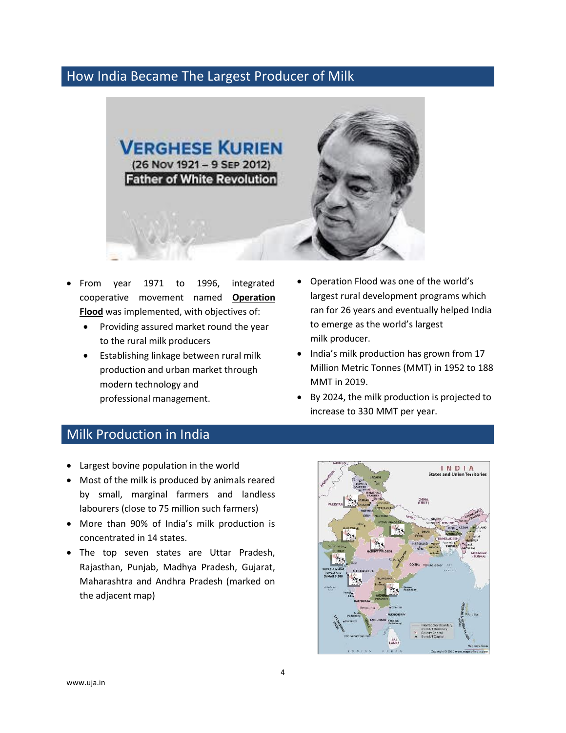## How India Became The Largest Producer of Milk

- From year 1971 to 1996, integrated cooperative movement named **Operation Flood** was implemented, with objectives of:
  - Providing assured market round the year to the rural milk producers
  - Establishing linkage between rural milk production and urban market through modern technology and professional management.
- Operation Flood was one of the world's largest rural development programs which ran for 26 years and eventually helped India to emerge as the world's largest milk producer.
- India's milk production has grown from 17 Million Metric Tonnes (MMT) in 1952 to 188 MMT in 2019.
- By 2024, the milk production is projected to increase to 330 MMT per year.

## Milk Production in India

- Largest bovine population in the world
- Most of the milk is produced by animals reared by small, marginal farmers and landless labourers (close to 75 million such farmers)
- More than 90% of India's milk production is concentrated in 14 states.
- The top seven states are Uttar Pradesh, Rajasthan, Punjab, Madhya Pradesh, Gujarat, Maharashtra and Andhra Pradesh (marked on the adjacent map)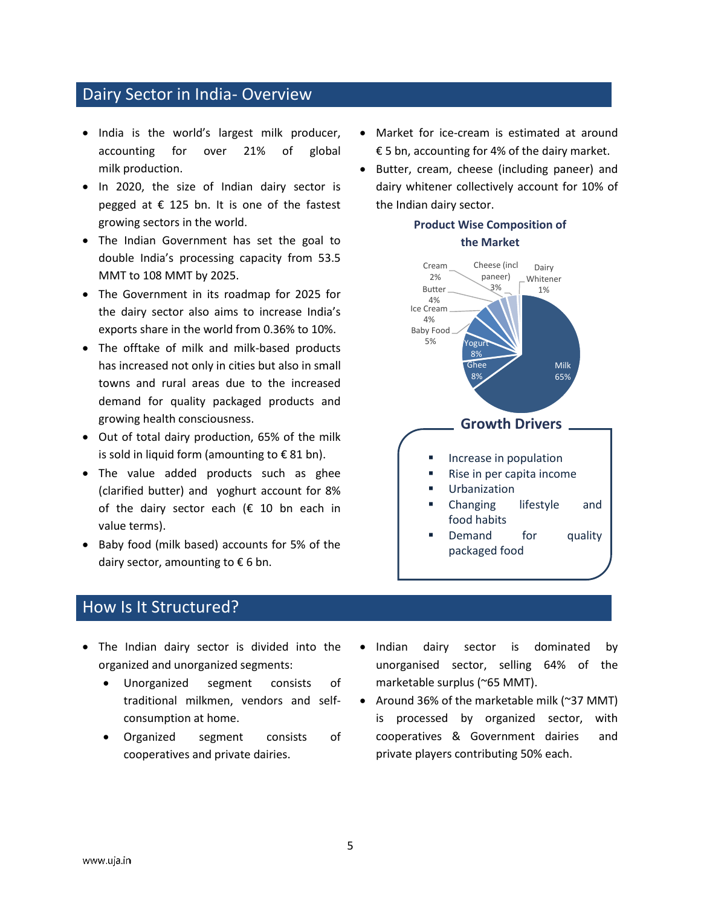## Dairy Sector in India- Overview

- India is the world's largest milk producer, accounting for over 21% of global milk production.
- In 2020, the size of Indian dairy sector is pegged at € 125 bn. It is one of the fastest growing sectors in the world.
- The Indian Government has set the goal to double India's processing capacity from 53.5 MMT to 108 MMT by 2025.
- The Government in its roadmap for 2025 for the dairy sector also aims to increase India's exports share in the world from 0.36% to 10%.
- The offtake of milk and milk-based products has increased not only in cities but also in small towns and rural areas due to the increased demand for quality packaged products and growing health consciousness.
- Out of total dairy production, 65% of the milk is sold in liquid form (amounting to € 81 bn).
- The value added products such as ghee (clarified butter) and yoghurt account for 8% of the dairy sector each (€ 10 bn each in value terms).
- Baby food (milk based) accounts for 5% of the dairy sector, amounting to € 6 bn.
- Market for ice-cream is estimated at around € 5 bn, accounting for 4% of the dairy market.
- Butter, cream, cheese (including paneer) and dairy whitener collectively account for 10% of the Indian dairy sector.

**Product Wise Composition of the Market**

| Product | Share |
|---|---|
| Milk | 65% |
| Ghee | 8% |
| Yogurt | 8% |
| Baby Food | 5% |
| Ice Cream | 4% |
| Butter | 4% |
| Cream | 2% |
| Cheese (incl paneer) | 3% |
| Dairy Whitener | 1% |

### Growth Drivers

- Increase in population
- Rise in per capita income
- Urbanization
- Changing lifestyle and food habits
- Demand for quality packaged food

## How Is It Structured?

- The Indian dairy sector is divided into the organized and unorganized segments:
  - Unorganized segment consists of traditional milkmen, vendors and self-consumption at home.
  - Organized segment consists of cooperatives and private dairies.
- Indian dairy sector is dominated by unorganised sector, selling 64% of the marketable surplus (~65 MMT).
- Around 36% of the marketable milk (~37 MMT) is processed by organized sector, with cooperatives & Government dairies and private players contributing 50% each.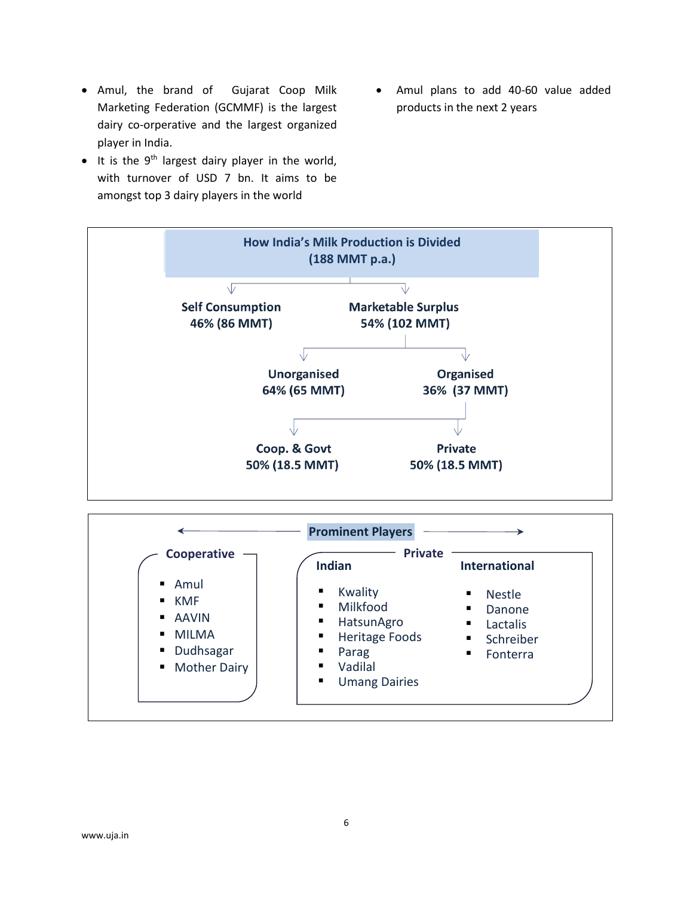- Amul, the brand of Gujarat Coop Milk Marketing Federation (GCMMF) is the largest dairy co-orperative and the largest organized player in India.
- It is the 9th largest dairy player in the world, with turnover of USD 7 bn. It aims to be amongst top 3 dairy players in the world
- Amul plans to add 40-60 value added products in the next 2 years

**How India's Milk Production is Divided (188 MMT p.a.)**

- **Self Consumption** 46% (86 MMT)
- **Marketable Surplus** 54% (102 MMT)
  - **Unorganised** 64% (65 MMT)
  - **Organised** 36% (37 MMT)
    - **Coop. & Govt** 50% (18.5 MMT)
    - **Private** 50% (18.5 MMT)

**Prominent Players**

**Cooperative**

- Amul
- KMF
- AAVIN
- MILMA
- Dudhsagar
- Mother Dairy

**Private**

**Indian**

- Kwality
- Milkfood
- HatsunAgro
- Heritage Foods
- Parag
- Vadilal
- Umang Dairies

**International**

- Nestle
- Danone
- Lactalis
- Schreiber
- Fonterra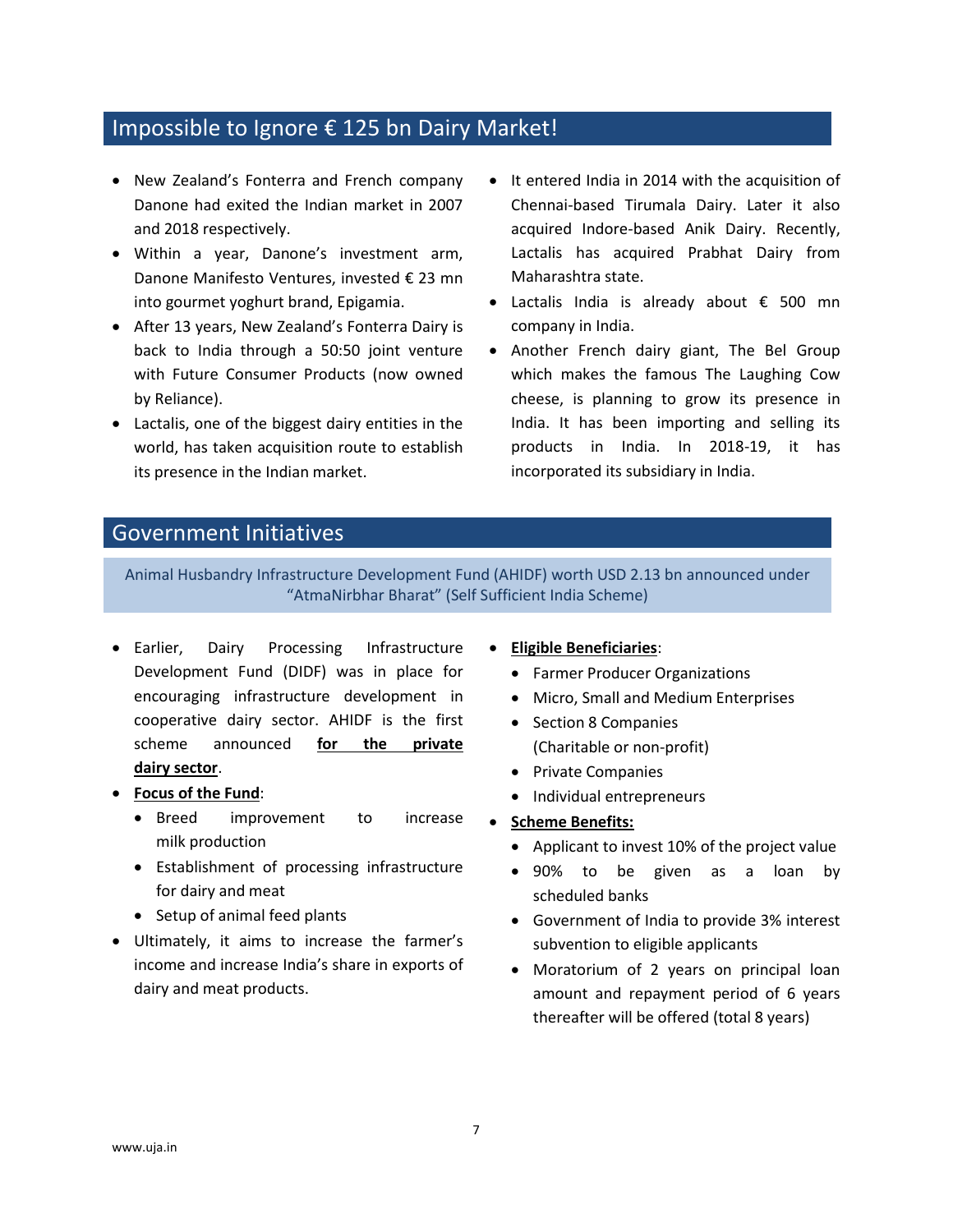## Impossible to Ignore € 125 bn Dairy Market!

- New Zealand's Fonterra and French company Danone had exited the Indian market in 2007 and 2018 respectively.
- Within a year, Danone's investment arm, Danone Manifesto Ventures, invested € 23 mn into gourmet yoghurt brand, Epigamia.
- After 13 years, New Zealand's Fonterra Dairy is back to India through a 50:50 joint venture with Future Consumer Products (now owned by Reliance).
- Lactalis, one of the biggest dairy entities in the world, has taken acquisition route to establish its presence in the Indian market.
- It entered India in 2014 with the acquisition of Chennai-based Tirumala Dairy. Later it also acquired Indore-based Anik Dairy. Recently, Lactalis has acquired Prabhat Dairy from Maharashtra state.
- Lactalis India is already about € 500 mn company in India.
- Another French dairy giant, The Bel Group which makes the famous The Laughing Cow cheese, is planning to grow its presence in India. It has been importing and selling its products in India. In 2018-19, it has incorporated its subsidiary in India.

## Government Initiatives

Animal Husbandry Infrastructure Development Fund (AHIDF) worth USD 2.13 bn announced under "AtmaNirbhar Bharat" (Self Sufficient India Scheme)

- Earlier, Dairy Processing Infrastructure Development Fund (DIDF) was in place for encouraging infrastructure development in cooperative dairy sector. AHIDF is the first scheme announced **for the private dairy sector**.
- **Focus of the Fund**:
  - Breed improvement to increase milk production
  - Establishment of processing infrastructure for dairy and meat
  - Setup of animal feed plants
- Ultimately, it aims to increase the farmer's income and increase India's share in exports of dairy and meat products.
- **Eligible Beneficiaries**:
  - Farmer Producer Organizations
  - Micro, Small and Medium Enterprises
  - Section 8 Companies (Charitable or non-profit)
  - Private Companies
  - Individual entrepreneurs
- **Scheme Benefits:**
  - Applicant to invest 10% of the project value
  - 90% to be given as a loan by scheduled banks
  - Government of India to provide 3% interest subvention to eligible applicants
  - Moratorium of 2 years on principal loan amount and repayment period of 6 years thereafter will be offered (total 8 years)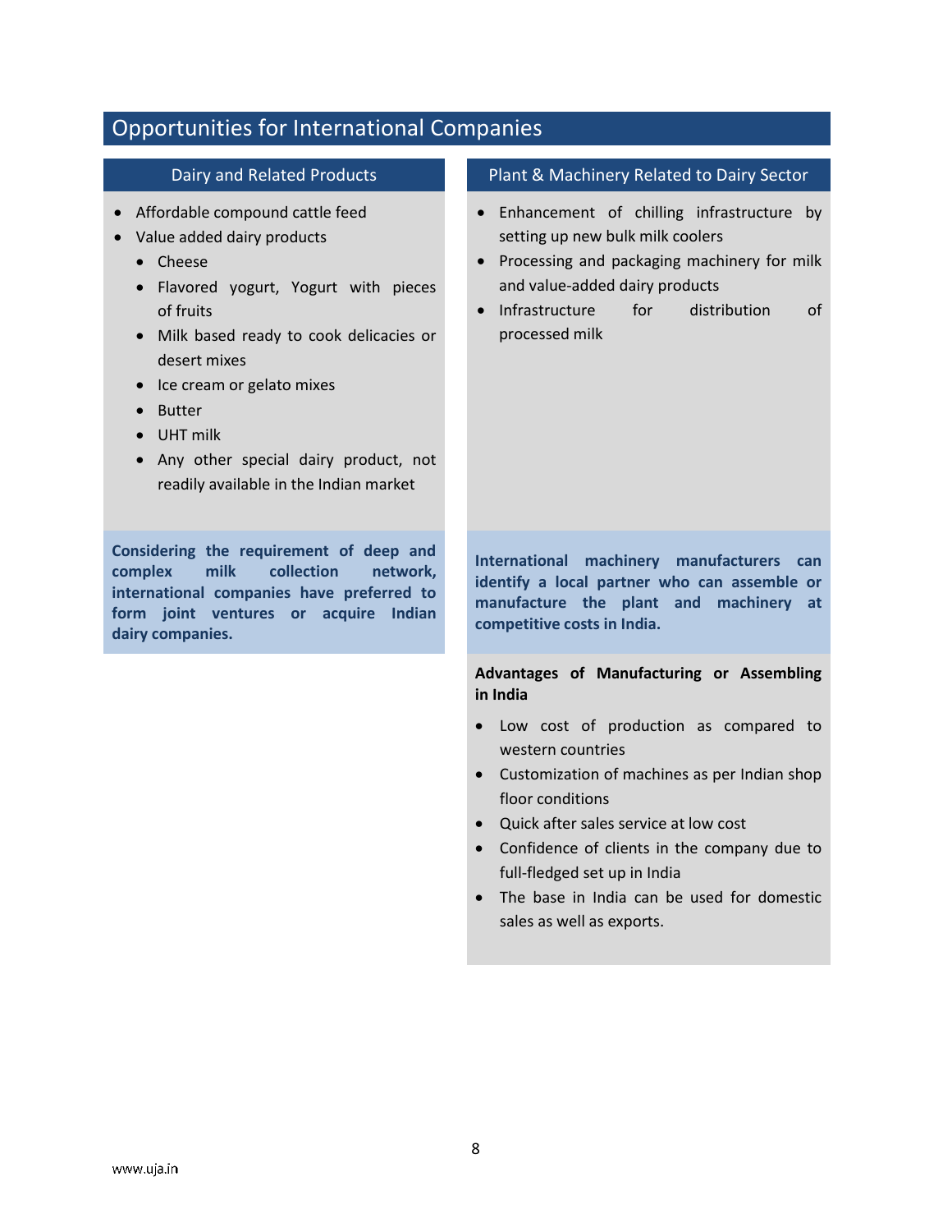# Opportunities for International Companies

## Dairy and Related Products

- Affordable compound cattle feed
- Value added dairy products
  - Cheese
  - Flavored yogurt, Yogurt with pieces of fruits
  - Milk based ready to cook delicacies or desert mixes
  - Ice cream or gelato mixes
  - Butter
  - UHT milk
  - Any other special dairy product, not readily available in the Indian market

**Considering the requirement of deep and complex milk collection network, international companies have preferred to form joint ventures or acquire Indian dairy companies.**

## Plant & Machinery Related to Dairy Sector

- Enhancement of chilling infrastructure by setting up new bulk milk coolers
- Processing and packaging machinery for milk and value-added dairy products
- Infrastructure for distribution of processed milk

**International machinery manufacturers can identify a local partner who can assemble or manufacture the plant and machinery at competitive costs in India.**

**Advantages of Manufacturing or Assembling in India**

- Low cost of production as compared to western countries
- Customization of machines as per Indian shop floor conditions
- Quick after sales service at low cost
- Confidence of clients in the company due to full-fledged set up in India
- The base in India can be used for domestic sales as well as exports.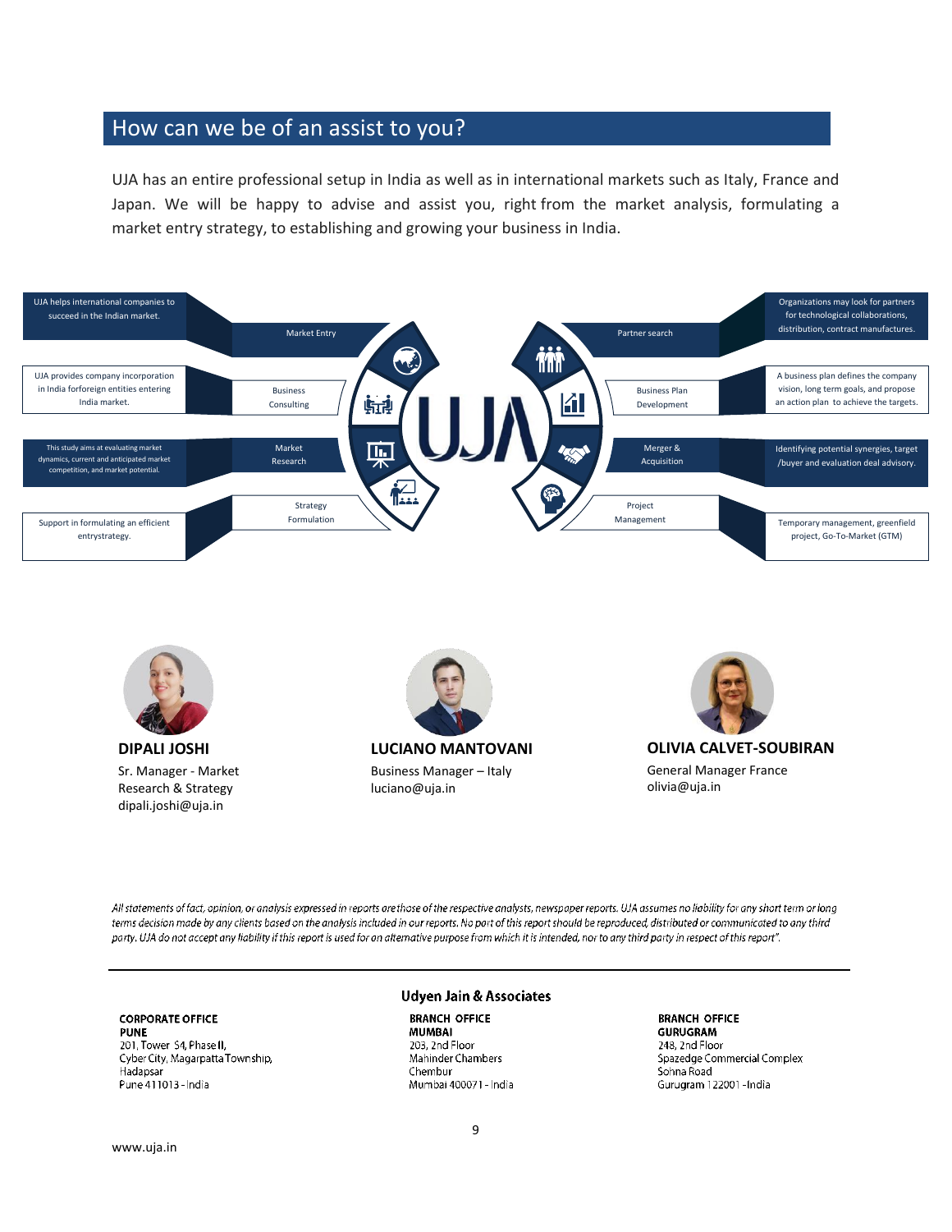## How can we be of an assist to you?

UJA has an entire professional setup in India as well as in international markets such as Italy, France and Japan. We will be happy to advise and assist you, right from the market analysis, formulating a market entry strategy, to establishing and growing your business in India.

UJA helps international companies to succeed in the Indian market.

Market Entry

UJA provides company incorporation in India forforeign entities entering India market.

Business Consulting

This study aims at evaluating market dynamics, current and anticipated market competition, and market potential.

Market Research

Support in formulating an efficient entrystrategy.

Strategy Formulation

UJA

Partner search

Organizations may look for partners for technological collaborations, distribution, contract manufactures.

Business Plan Development

A business plan defines the company vision, long term goals, and propose an action plan to achieve the targets.

Merger & Acquisition

Identifying potential synergies, target /buyer and evaluation deal advisory.

Project Management

Temporary management, greenfield project, Go-To-Market (GTM)

**DIPALI JOSHI**
Sr. Manager - Market Research & Strategy
dipali.joshi@uja.in

**LUCIANO MANTOVANI**
Business Manager – Italy
luciano@uja.in

**OLIVIA CALVET-SOUBIRAN**
General Manager France
olivia@uja.in

*All statements of fact, opinion, or analysis expressed in reports are those of the respective analysts, newspaper reports. UJA assumes no liability for any short term or long terms decision made by any clients based on the analysis included in our reports. No part of this report should be reproduced, distributed or communicated to any third party. UJA do not accept any liability if this report is used for an alternative purpose from which it is intended, nor to any third party in respect of this report".*

**Udyen Jain & Associates**

**CORPORATE OFFICE**
**PUNE**
201, Tower S4, Phase II,
Cyber City, Magarpatta Township,
Hadapsar
Pune 411013 - India

**BRANCH OFFICE**
**MUMBAI**
203, 2nd Floor
Mahinder Chambers
Chembur
Mumbai 400071 - India

**BRANCH OFFICE**
**GURUGRAM**
248, 2nd Floor
Spazedge Commercial Complex
Sohna Road
Gurugram 122001 -India

www.uja.in